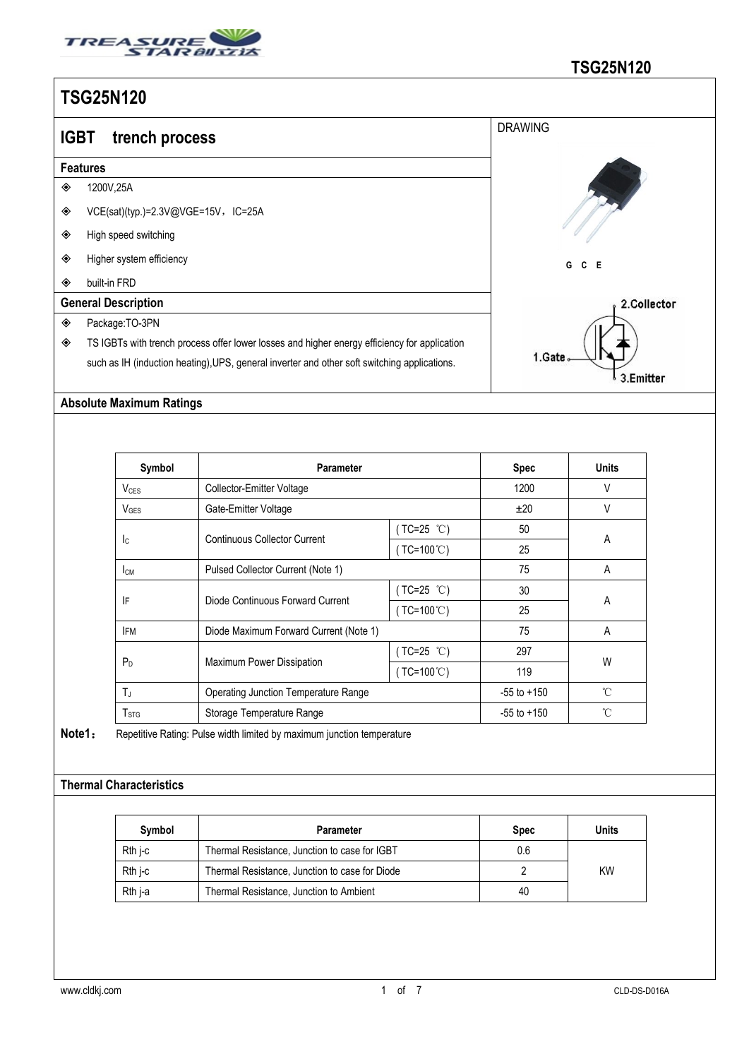# TSG25N120

## IGBT trench process

### Features

- 1200V,25A
- VCE(sat)(typ.)=2.3V@VGE=15V，IC=25A
- High speed switching
- Higher system efficiency
- built-in FRD

### General Description

- Package:TO-3PN
- TS IGBTs with trench process offer lower losses and higher energy efficiency for application such as IH (induction heating),UPS, general inverter and other soft switching applications.

DRAWING

G C E

1.Gate 2.Collector 3.Emitter

### Absolute Maximum Ratings

| Symbol | Parameter | | Spec | Units |
|---|---|---|---|---|
| $V_{CES}$ | Collector-Emitter Voltage | | 1200 | V |
| $V_{GES}$ | Gate-Emitter Voltage | | ±20 | V |
| $I_C$ | Continuous Collector Current | ( TC=25 ℃) | 50 | A |
| | | ( TC=100℃) | 25 | |
| $I_{CM}$ | Pulsed Collector Current (Note 1) | | 75 | A |
| IF | Diode Continuous Forward Current | ( TC=25 ℃) | 30 | A |
| | | ( TC=100℃) | 25 | |
| IFM | Diode Maximum Forward Current (Note 1) | | 75 | A |
| $P_D$ | Maximum Power Dissipation | ( TC=25 ℃) | 297 | W |
| | | ( TC=100℃) | 119 | |
| $T_J$ | Operating Junction Temperature Range | | -55 to +150 | ℃ |
| $T_{STG}$ | Storage Temperature Range | | -55 to +150 | ℃ |

**Note1：** Repetitive Rating: Pulse width limited by maximum junction temperature

### Thermal Characteristics

| Symbol | Parameter | Spec | Units |
|---|---|---|---|
| Rth j-c | Thermal Resistance, Junction to case for IGBT | 0.6 | KW |
| Rth j-c | Thermal Resistance, Junction to case for Diode | 2 | |
| Rth j-a | Thermal Resistance, Junction to Ambient | 40 | |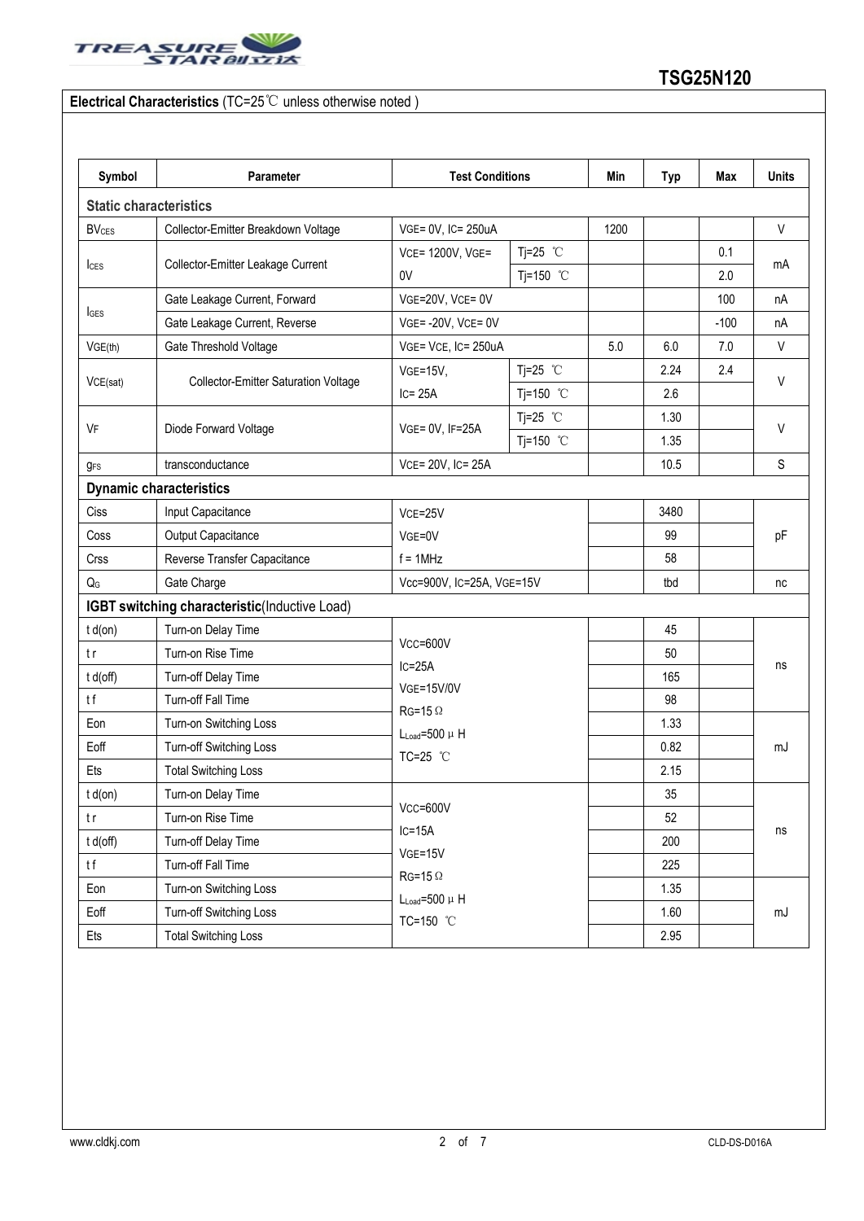**Electrical Characteristics** (TC=25℃ unless otherwise noted )

| Symbol | Parameter | Test Conditions | | Min | Typ | Max | Units |
|---|---|---|---|---|---|---|---|
| **Static characteristics** | | | | | | | |
| $BV_{CES}$ | Collector-Emitter Breakdown Voltage | VGE= 0V, IC= 250uA | | 1200 | | | V |
| $I_{CES}$ | Collector-Emitter Leakage Current | VCE= 1200V, VGE= 0V | Tj=25 ℃ | | | 0.1 | mA |
| | | | Tj=150 ℃ | | | 2.0 | |
| $I_{GES}$ | Gate Leakage Current, Forward | VGE=20V, VCE= 0V | | | | 100 | nA |
| | Gate Leakage Current, Reverse | VGE= -20V, VCE= 0V | | | | -100 | nA |
| $V_{GE(th)}$ | Gate Threshold Voltage | VGE= VCE, IC= 250uA | | 5.0 | 6.0 | 7.0 | V |
| $V_{CE(sat)}$ | Collector-Emitter Saturation Voltage | VGE=15V, IC= 25A | Tj=25 ℃ | | 2.24 | 2.4 | V |
| | | | Tj=150 ℃ | | 2.6 | | |
| $V_F$ | Diode Forward Voltage | VGE= 0V, IF=25A | Tj=25 ℃ | | 1.30 | | V |
| | | | Tj=150 ℃ | | 1.35 | | |
| $g_{FS}$ | transconductance | VCE= 20V, IC= 25A | | | 10.5 | | S |
| **Dynamic characteristics** | | | | | | | |
| Ciss | Input Capacitance | VCE=25V VGE=0V f = 1MHz | | | 3480 | | pF |
| Coss | Output Capacitance | | | | 99 | | |
| Crss | Reverse Transfer Capacitance | | | | 58 | | |
| $Q_G$ | Gate Charge | Vcc=900V, IC=25A, VGE=15V | | | tbd | | nc |
| **IGBT switching characteristic**(Inductive Load) | | | | | | | |
| t d(on) | Turn-on Delay Time | VCC=600V IC=25A VGE=15V/0V RG=15 Ω $L_{Load}$=500 μ H TC=25 ℃ | | | 45 | | ns |
| t r | Turn-on Rise Time | | | | 50 | | |
| t d(off) | Turn-off Delay Time | | | | 165 | | |
| t f | Turn-off Fall Time | | | | 98 | | |
| Eon | Turn-on Switching Loss | | | | 1.33 | | mJ |
| Eoff | Turn-off Switching Loss | | | | 0.82 | | |
| Ets | Total Switching Loss | | | | 2.15 | | |
| t d(on) | Turn-on Delay Time | VCC=600V IC=15A VGE=15V RG=15 Ω $L_{Load}$=500 μ H TC=150 ℃ | | | 35 | | ns |
| t r | Turn-on Rise Time | | | | 52 | | |
| t d(off) | Turn-off Delay Time | | | | 200 | | |
| t f | Turn-off Fall Time | | | | 225 | | |
| Eon | Turn-on Switching Loss | | | | 1.35 | | mJ |
| Eoff | Turn-off Switching Loss | | | | 1.60 | | |
| Ets | Total Switching Loss | | | | 2.95 | | |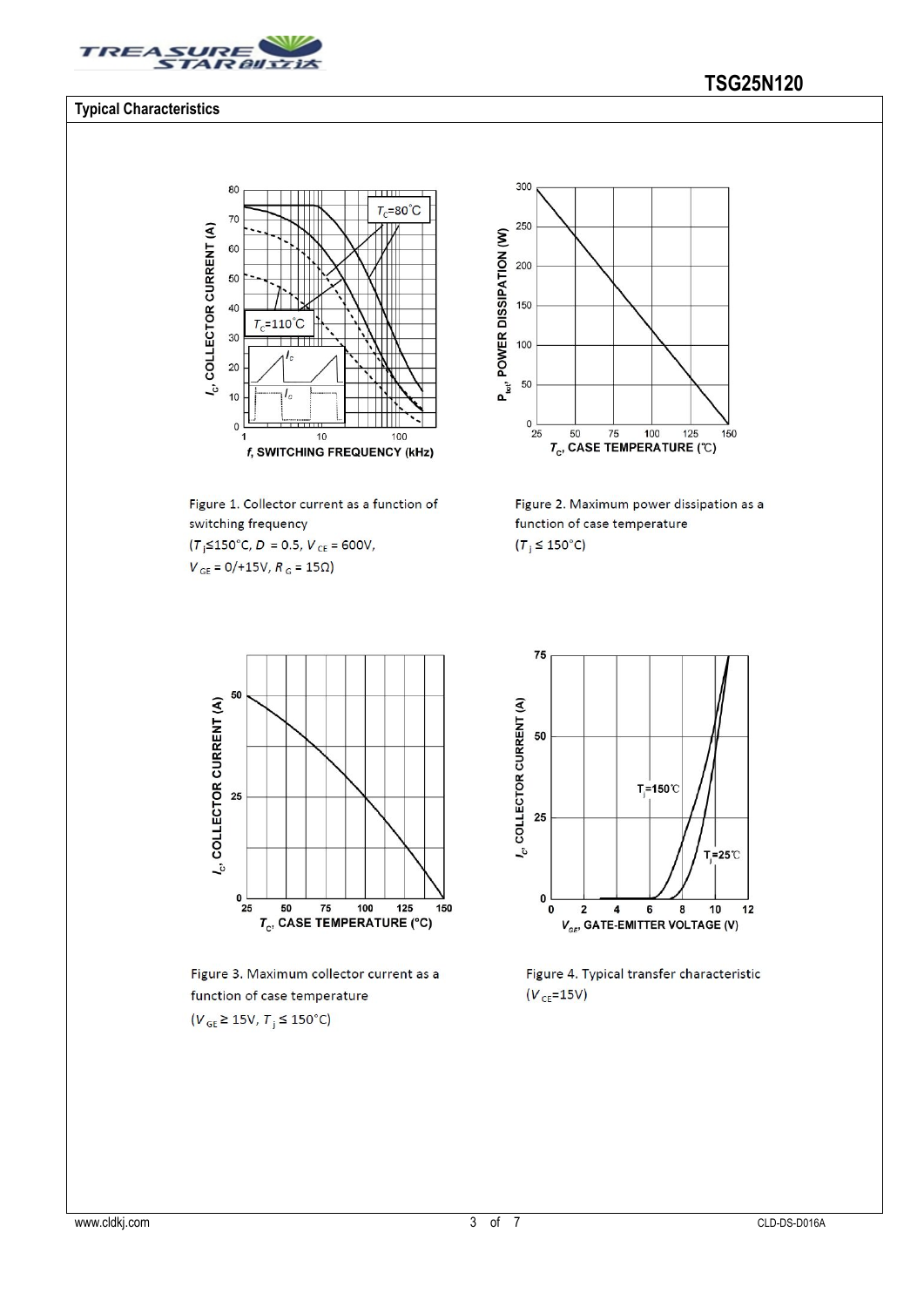## Typical Characteristics

Figure 1. Collector current as a function of switching frequency
($T_j$≤150°C, $D$ = 0.5, $V_{CE}$ = 600V, $V_{GE}$ = 0/+15V, $R_G$ = 15Ω)

Figure 2. Maximum power dissipation as a function of case temperature
($T_j$ ≤ 150°C)

Figure 3. Maximum collector current as a function of case temperature
($V_{GE}$ ≥ 15V, $T_j$ ≤ 150°C)

Figure 4. Typical transfer characteristic
($V_{CE}$=15V)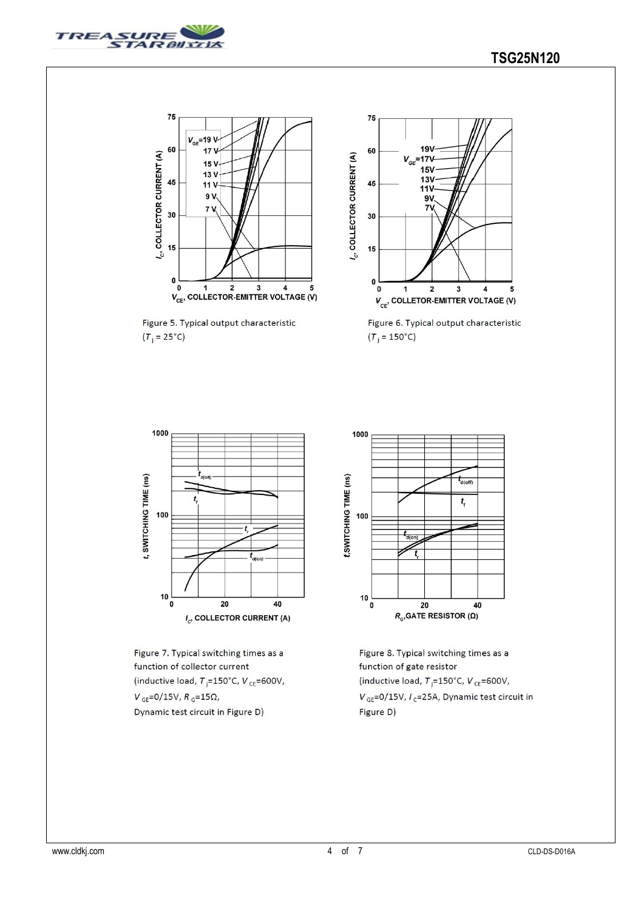Figure 5. Typical output characteristic ($T_j$ = 25°C)

Figure 6. Typical output characteristic ($T_j$ = 150°C)

Figure 7. Typical switching times as a function of collector current (inductive load, $T_j$=150°C, $V_{CE}$=600V, $V_{GE}$=0/15V, $R_G$=15Ω, Dynamic test circuit in Figure D)

Figure 8. Typical switching times as a function of gate resistor (inductive load, $T_j$=150°C, $V_{CE}$=600V, $V_{GE}$=0/15V, $I_C$=25A, Dynamic test circuit in Figure D)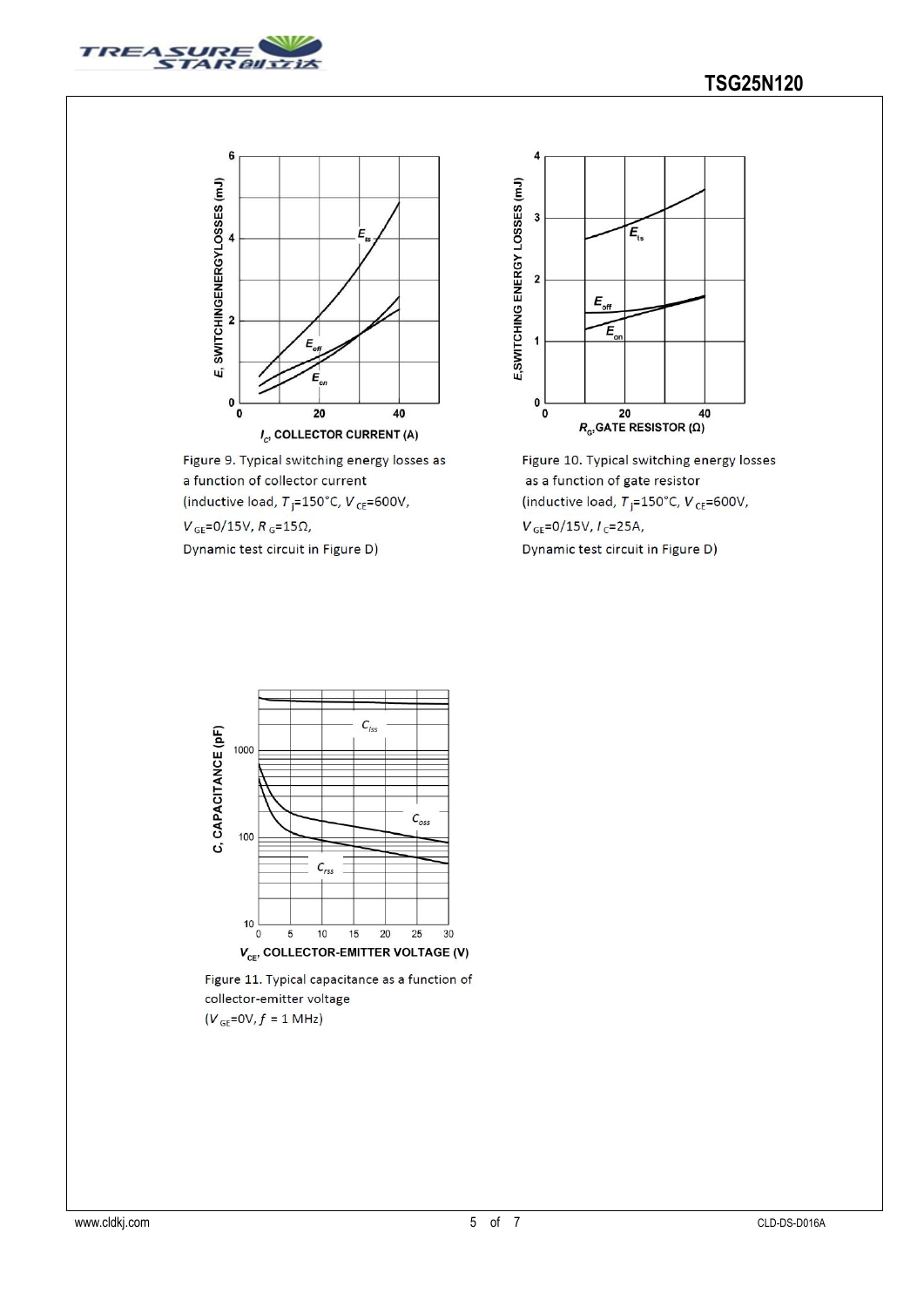Figure 9. Typical switching energy losses as a function of collector current
(inductive load, $T_j$=150°C, $V_{CE}$=600V,
$V_{GE}$=0/15V, $R_G$=15Ω,
Dynamic test circuit in Figure D)

Figure 10. Typical switching energy losses as a function of gate resistor
(inductive load, $T_j$=150°C, $V_{CE}$=600V,
$V_{GE}$=0/15V, $I_C$=25A,
Dynamic test circuit in Figure D)

Figure 11. Typical capacitance as a function of collector-emitter voltage
($V_{GE}$=0V, $f$ = 1 MHz)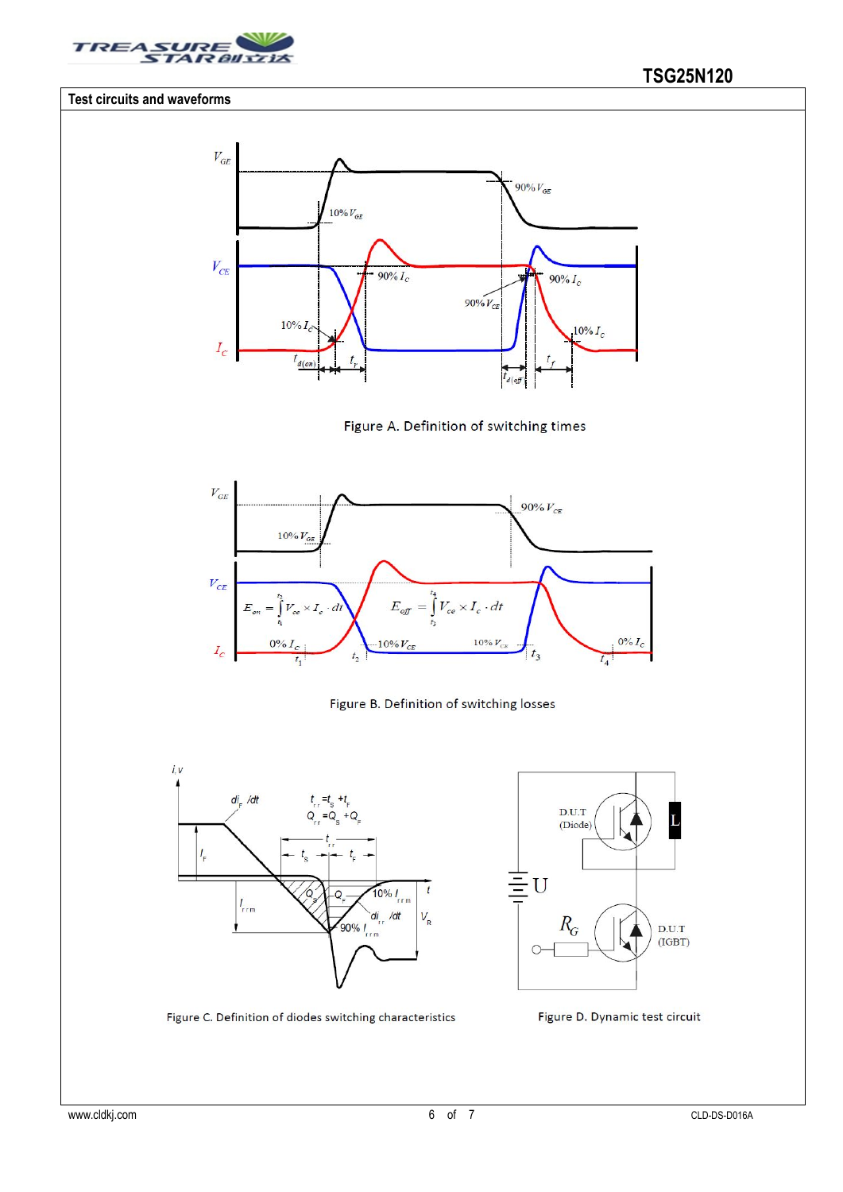## Test circuits and waveforms

Figure A. Definition of switching times

$$E_{on} = \int_{t_1}^{t_2} V_{ce} \times I_c \cdot dt$$

$$E_{off} = \int_{t_3}^{t_4} V_{ce} \times I_c \cdot dt$$

Figure B. Definition of switching losses

$t_{rr} = t_S + t_F$

$Q_{rr} = Q_S + Q_F$

Figure C. Definition of diodes switching characteristics

Figure D. Dynamic test circuit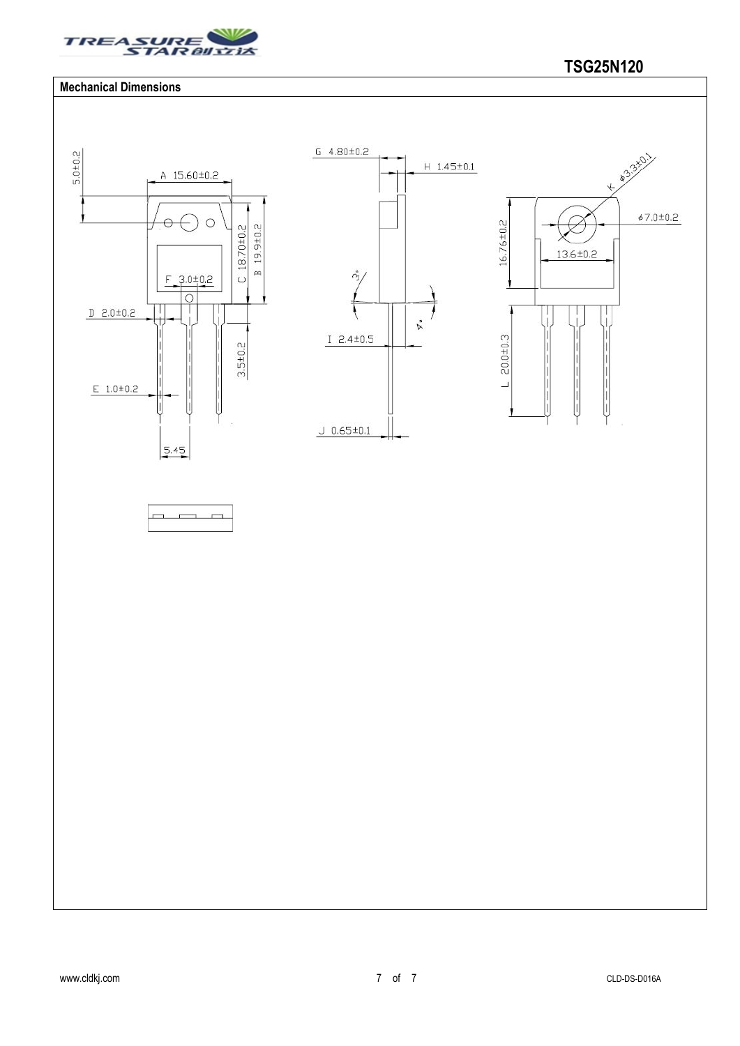## Mechanical Dimensions

5.0±0.2

A 15.60±0.2

C 18.70±0.2

B 19.9±0.2

F 3.0±0.2

D 2.0±0.2

3.5±0.2

E 1.0±0.2

5.45

G 4.80±0.2

H 1.45±0.1

3°

4°

I 2.4±0.5

J 0.65±0.1

K ϕ3.3±0.1

ϕ7.0±0.2

16.76±0.2

13.6±0.2

L 20.0±0.3